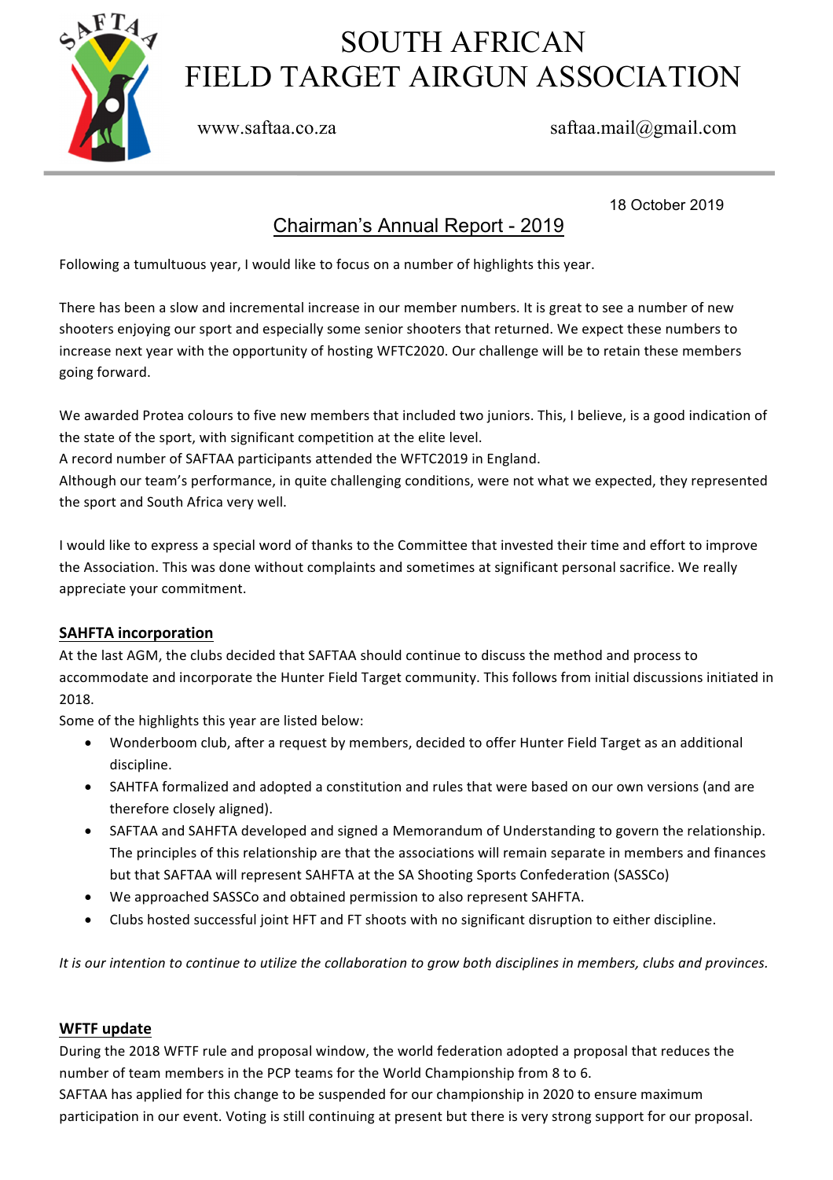# SOUTH AFRICAN FIELD TARGET AIRGUN ASSOCIATION

www.saftaa.co.za saftaa.mail@gmail.com

18 October 2019

## Chairman's Annual Report - 2019

Following a tumultuous year, I would like to focus on a number of highlights this year.

There has been a slow and incremental increase in our member numbers. It is great to see a number of new shooters enjoying our sport and especially some senior shooters that returned. We expect these numbers to increase next year with the opportunity of hosting WFTC2020. Our challenge will be to retain these members going forward.

We awarded Protea colours to five new members that included two juniors. This, I believe, is a good indication of the state of the sport, with significant competition at the elite level.
A record number of SAFTAA participants attended the WFTC2019 in England.
Although our team's performance, in quite challenging conditions, were not what we expected, they represented the sport and South Africa very well.

I would like to express a special word of thanks to the Committee that invested their time and effort to improve the Association. This was done without complaints and sometimes at significant personal sacrifice. We really appreciate your commitment.

### SAHFTA incorporation

At the last AGM, the clubs decided that SAFTAA should continue to discuss the method and process to accommodate and incorporate the Hunter Field Target community. This follows from initial discussions initiated in 2018.
Some of the highlights this year are listed below:

- Wonderboom club, after a request by members, decided to offer Hunter Field Target as an additional discipline.
- SAHTFA formalized and adopted a constitution and rules that were based on our own versions (and are therefore closely aligned).
- SAFTAA and SAHFTA developed and signed a Memorandum of Understanding to govern the relationship. The principles of this relationship are that the associations will remain separate in members and finances but that SAFTAA will represent SAHFTA at the SA Shooting Sports Confederation (SASSCo)
- We approached SASSCo and obtained permission to also represent SAHFTA.
- Clubs hosted successful joint HFT and FT shoots with no significant disruption to either discipline.

*It is our intention to continue to utilize the collaboration to grow both disciplines in members, clubs and provinces.*

### WFTF update

During the 2018 WFTF rule and proposal window, the world federation adopted a proposal that reduces the number of team members in the PCP teams for the World Championship from 8 to 6.
SAFTAA has applied for this change to be suspended for our championship in 2020 to ensure maximum participation in our event. Voting is still continuing at present but there is very strong support for our proposal.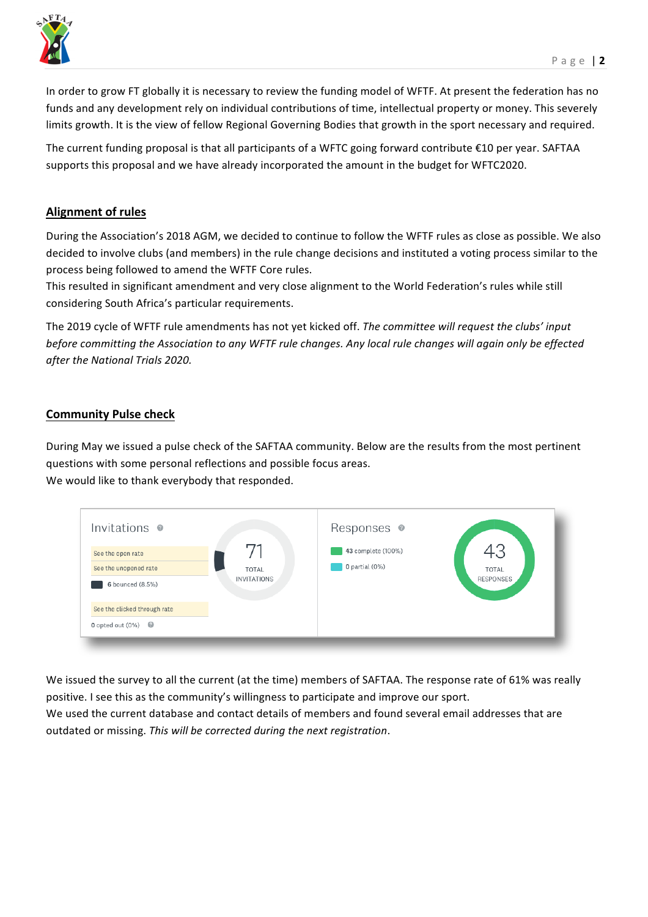In order to grow FT globally it is necessary to review the funding model of WFTF. At present the federation has no funds and any development rely on individual contributions of time, intellectual property or money. This severely limits growth. It is the view of fellow Regional Governing Bodies that growth in the sport necessary and required.

The current funding proposal is that all participants of a WFTC going forward contribute €10 per year. SAFTAA supports this proposal and we have already incorporated the amount in the budget for WFTC2020.

## Alignment of rules

During the Association's 2018 AGM, we decided to continue to follow the WFTF rules as close as possible. We also decided to involve clubs (and members) in the rule change decisions and instituted a voting process similar to the process being followed to amend the WFTF Core rules.
This resulted in significant amendment and very close alignment to the World Federation's rules while still considering South Africa's particular requirements.

The 2019 cycle of WFTF rule amendments has not yet kicked off. *The committee will request the clubs' input before committing the Association to any WFTF rule changes. Any local rule changes will again only be effected after the National Trials 2020.*

## Community Pulse check

During May we issued a pulse check of the SAFTAA community. Below are the results from the most pertinent questions with some personal reflections and possible focus areas.
We would like to thank everybody that responded.

Invitations

- See the open rate
- See the unopened rate
- 6 bounced (8.5%)
- See the clicked through rate
- 0 opted out (0%)

71 TOTAL INVITATIONS

Responses

- 43 complete (100%)
- 0 partial (0%)

43 TOTAL RESPONSES

We issued the survey to all the current (at the time) members of SAFTAA. The response rate of 61% was really positive. I see this as the community's willingness to participate and improve our sport.
We used the current database and contact details of members and found several email addresses that are outdated or missing. *This will be corrected during the next registration*.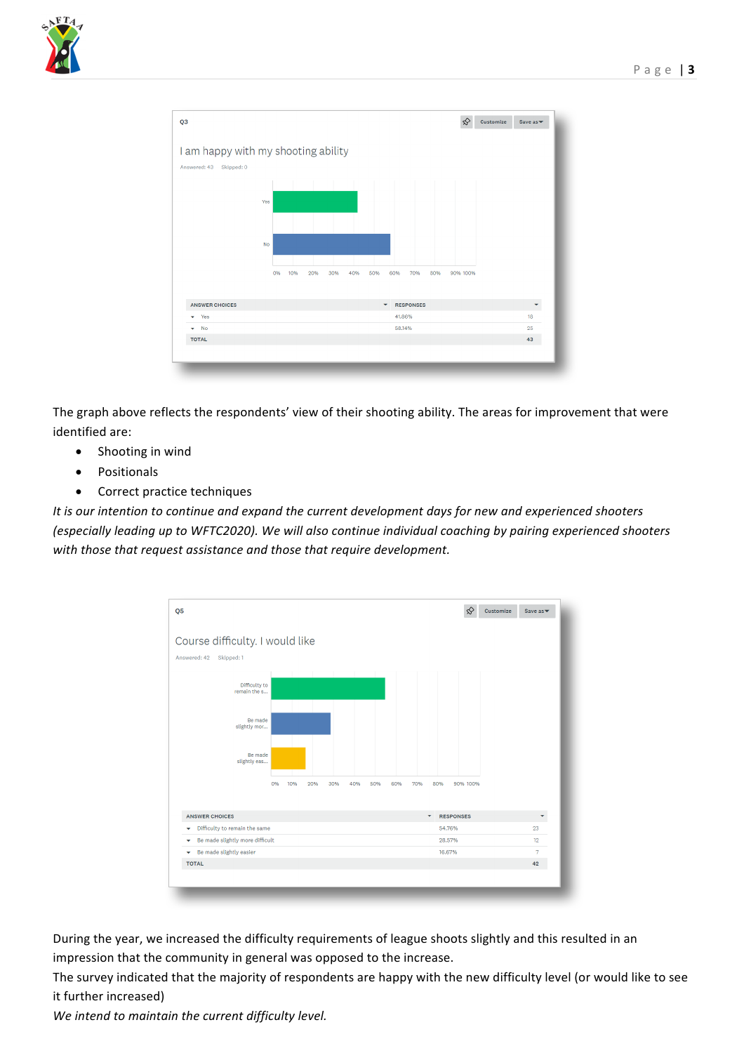Q3

I am happy with my shooting ability

Answered: 43    Skipped: 0

| ANSWER CHOICES | RESPONSES | |
|---|---|---|
| Yes | 41.86% | 18 |
| No | 58.14% | 25 |
| TOTAL | | 43 |

The graph above reflects the respondents' view of their shooting ability. The areas for improvement that were identified are:

- Shooting in wind
- Positionals
- Correct practice techniques

*It is our intention to continue and expand the current development days for new and experienced shooters (especially leading up to WFTC2020). We will also continue individual coaching by pairing experienced shooters with those that request assistance and those that require development.*

Q5

Course difficulty. I would like

Answered: 42    Skipped: 1

| ANSWER CHOICES | RESPONSES | |
|---|---|---|
| Difficulty to remain the same | 54.76% | 23 |
| Be made slightly more difficult | 28.57% | 12 |
| Be made slightly easier | 16.67% | 7 |
| TOTAL | | 42 |

During the year, we increased the difficulty requirements of league shoots slightly and this resulted in an impression that the community in general was opposed to the increase.

The survey indicated that the majority of respondents are happy with the new difficulty level (or would like to see it further increased)

*We intend to maintain the current difficulty level.*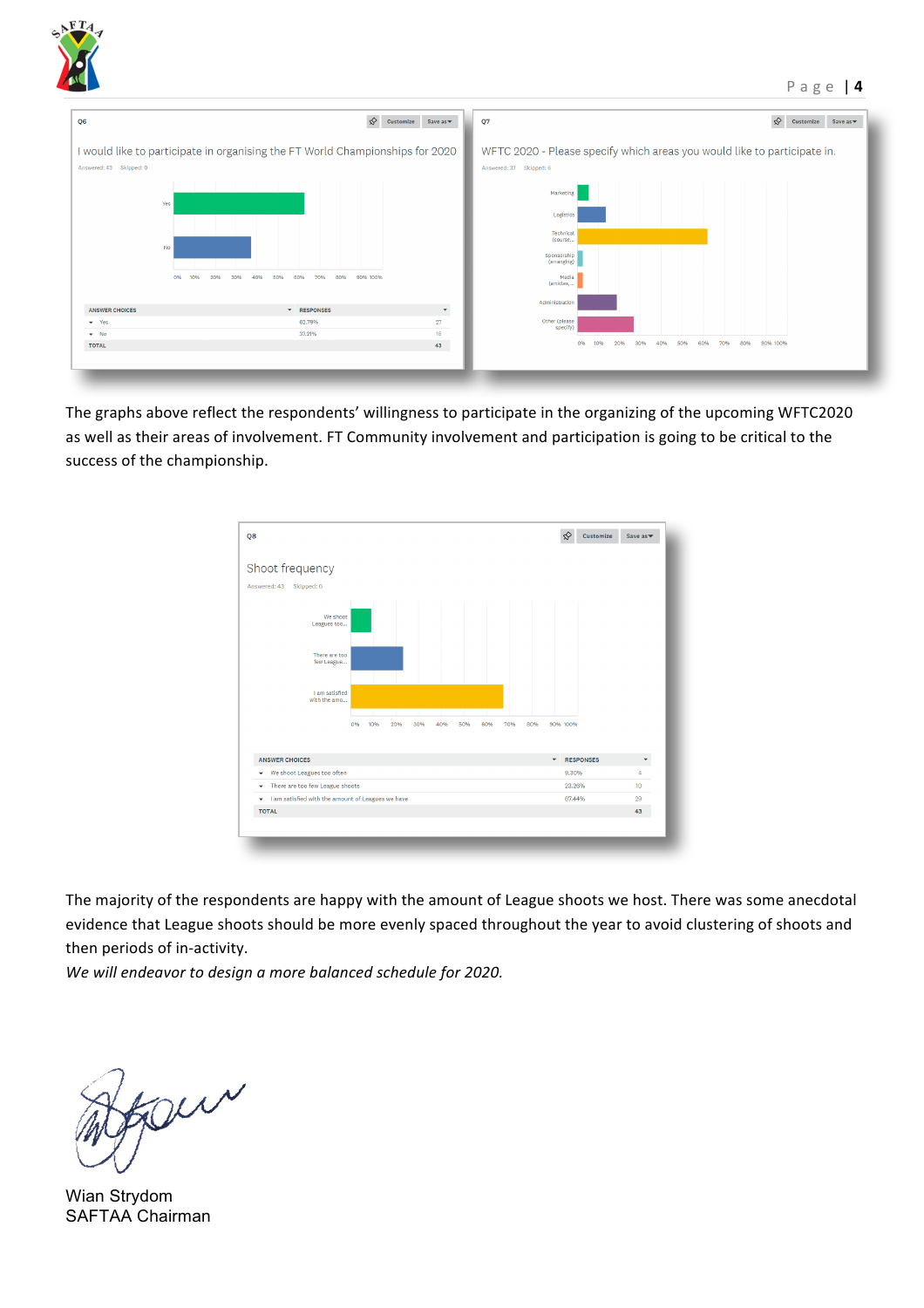Q6

I would like to participate in organising the FT World Championships for 2020

Answered: 43 Skipped: 0

Yes

No

0% 10% 20% 30% 40% 50% 60% 70% 80% 90% 100%

| ANSWER CHOICES | RESPONSES | |
|---|---|---|
| Yes | 62.79% | 27 |
| No | 37.21% | 16 |
| TOTAL | | 43 |

Q7

WFTC 2020 - Please specify which areas you would like to participate in.

Answered: 37 Skipped: 6

Marketing

Logistics

Technical (course...

Sponsorship (arranging)

Media (articles,...

Administration

Other (please specify)

0% 10% 20% 30% 40% 50% 60% 70% 80% 90% 100%

The graphs above reflect the respondents' willingness to participate in the organizing of the upcoming WFTC2020 as well as their areas of involvement. FT Community involvement and participation is going to be critical to the success of the championship.

Q8

Shoot frequency

Answered: 43 Skipped: 0

We shoot Leagues too...

There are too few League...

I am satisfied with the amo...

0% 10% 20% 30% 40% 50% 60% 70% 80% 90% 100%

| ANSWER CHOICES | RESPONSES | |
|---|---|---|
| We shoot Leagues too often | 9.30% | 4 |
| There are too few League shoots | 23.26% | 10 |
| I am satisfied with the amount of Leagues we have | 67.44% | 29 |
| TOTAL | | 43 |

The majority of the respondents are happy with the amount of League shoots we host. There was some anecdotal evidence that League shoots should be more evenly spaced throughout the year to avoid clustering of shoots and then periods of in-activity.

*We will endeavor to design a more balanced schedule for 2020.*

Wian Strydom
SAFTAA Chairman